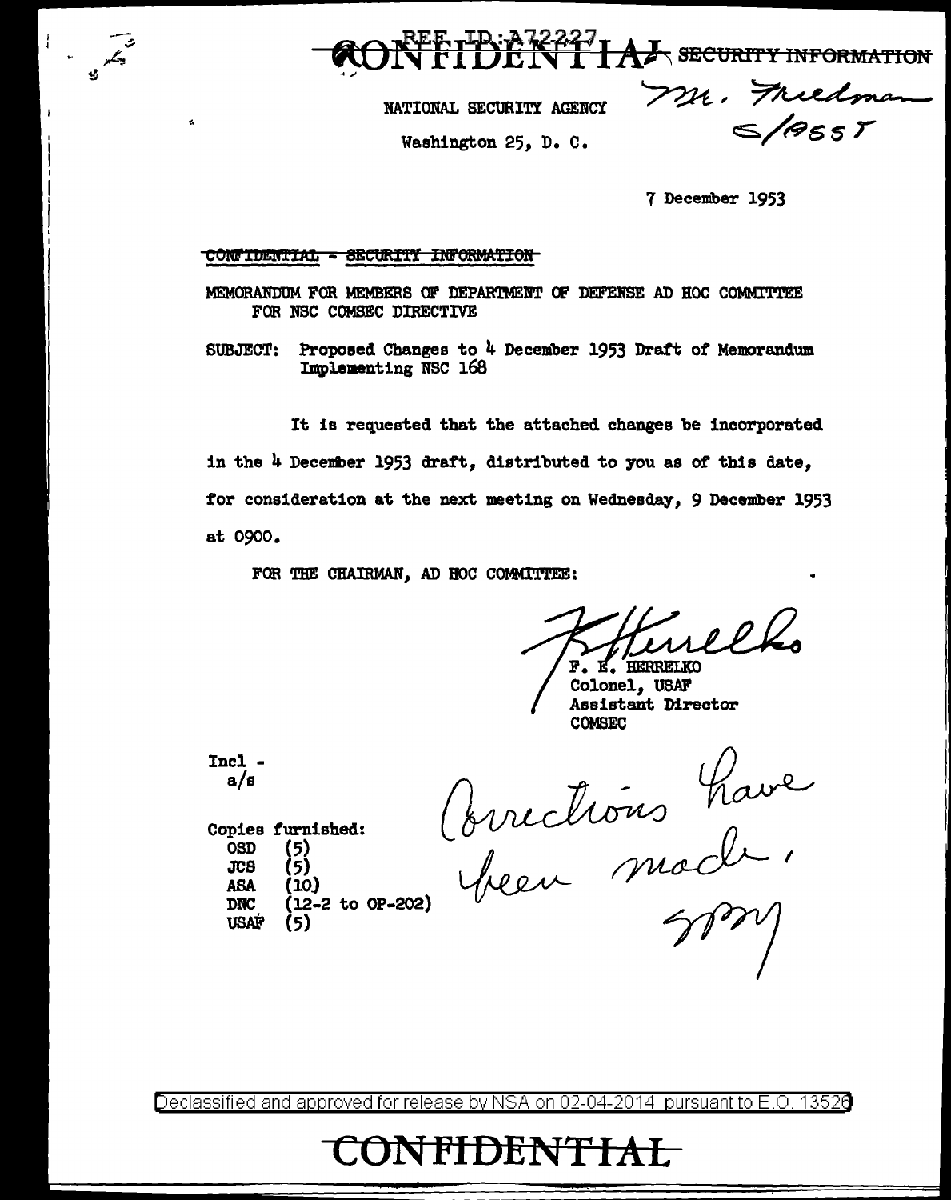REF ID:A72227

CONFIDENTIAL SECURITY INFORMATION

NATIONAL SECURITY AGENCY

Washington 25, D. C.

Mr. Friedman
S/ASST

7 December 1953

CONFIDENTIAL - SECURITY INFORMATION

MEMORANDUM FOR MEMBERS OF DEPARTMENT OF DEFENSE AD HOC COMMITTEE FOR NSC COMSEC DIRECTIVE

SUBJECT: Proposed Changes to 4 December 1953 Draft of Memorandum Implementing NSC 168

It is requested that the attached changes be incorporated in the 4 December 1953 draft, distributed to you as of this date, for consideration at the next meeting on Wednesday, 9 December 1953 at 0900.

FOR THE CHAIRMAN, AD HOC COMMITTEE:

F. E. HERRELKO
Colonel, USAF
Assistant Director
COMSEC

Incl -
a/s

Copies furnished:
- OSD (5)
- JCS (5)
- ASA (10)
- DNC (12-2 to OP-202)
- USAF (5)

Corrections have been made.
SPM

Declassified and approved for release by NSA on 02-04-2014 pursuant to E.O. 13526

CONFIDENTIAL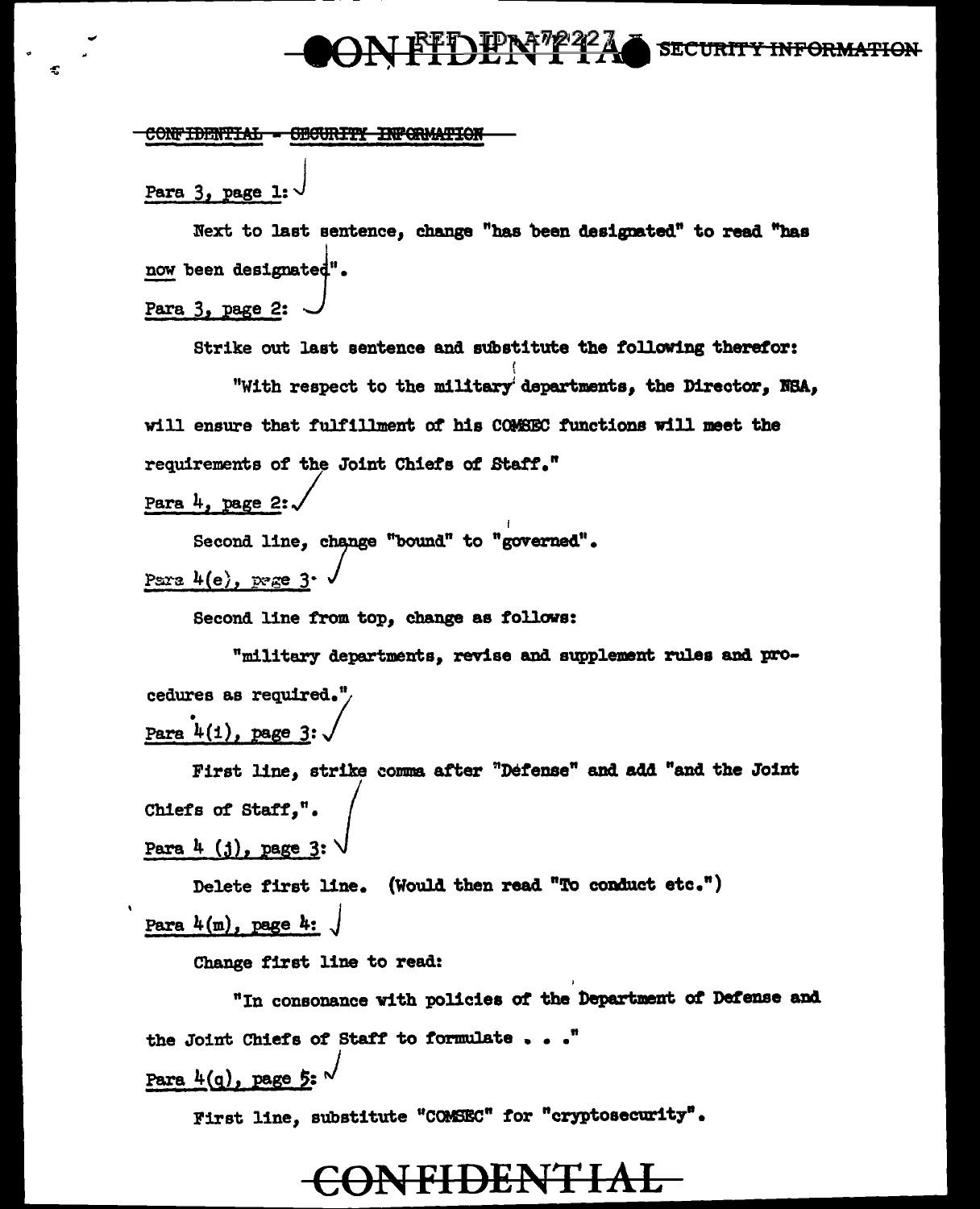CONFIDENTIAL - SECURITY INFORMATION

Para 3, page 1:

Next to last sentence, change "has been designated" to read "has now been designated".

Para 3, page 2:

Strike out last sentence and substitute the following therefor:

"With respect to the military departments, the Director, NSA, will ensure that fulfillment of his COMSEC functions will meet the requirements of the Joint Chiefs of Staff."

Para 4, page 2:

Second line, change "bound" to "governed".

Para 4(e), page 3:

Second line from top, change as follows:

"military departments, revise and supplement rules and procedures as required."

Para 4(i), page 3:

First line, strike comma after "Defense" and add "and the Joint Chiefs of Staff,".

Para 4 (j), page 3:

Delete first line. (Would then read "To conduct etc.")

Para 4(m), page 4:

Change first line to read:

"In consonance with policies of the Department of Defense and the Joint Chiefs of Staff to formulate . . ."

Para 4(q), page 5:

First line, substitute "COMSEC" for "cryptosecurity".

CONFIDENTIAL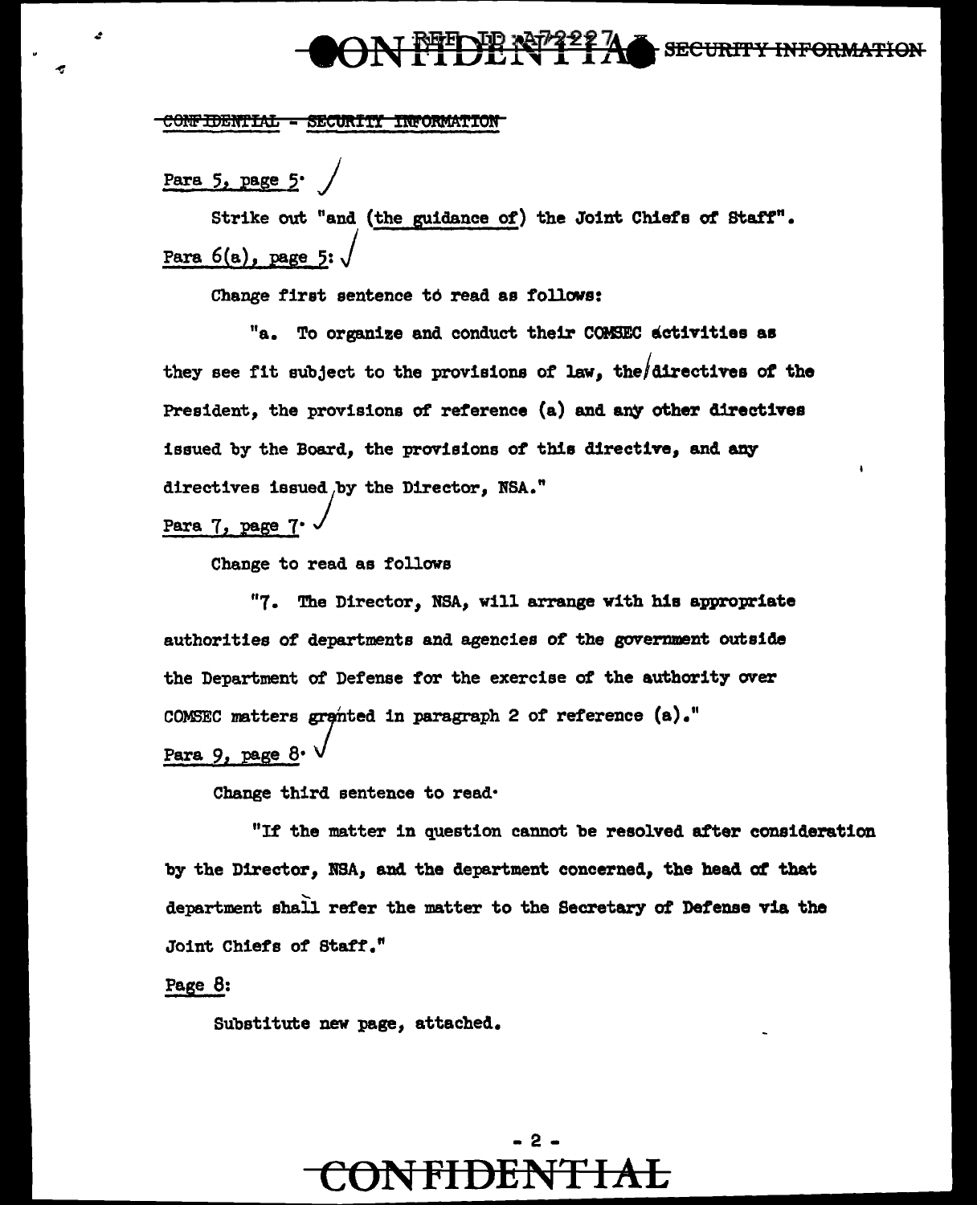CONFIDENTIAL - SECURITY INFORMATION

Para 5, page 5:

Strike out "and (the guidance of) the Joint Chiefs of Staff".

Para 6(a), page 5:

Change first sentence to read as follows:

"a. To organize and conduct their COMSEC activities as they see fit subject to the provisions of law, the directives of the President, the provisions of reference (a) and any other directives issued by the Board, the provisions of this directive, and any directives issued by the Director, NSA."

Para 7, page 7:

Change to read as follows

"7. The Director, NSA, will arrange with his appropriate authorities of departments and agencies of the government outside the Department of Defense for the exercise of the authority over COMSEC matters granted in paragraph 2 of reference (a)."

Para 9, page 8:

Change third sentence to read:

"If the matter in question cannot be resolved after consideration by the Director, NSA, and the department concerned, the head of that department shall refer the matter to the Secretary of Defense via the Joint Chiefs of Staff."

Page 8:

Substitute new page, attached.

CONFIDENTIAL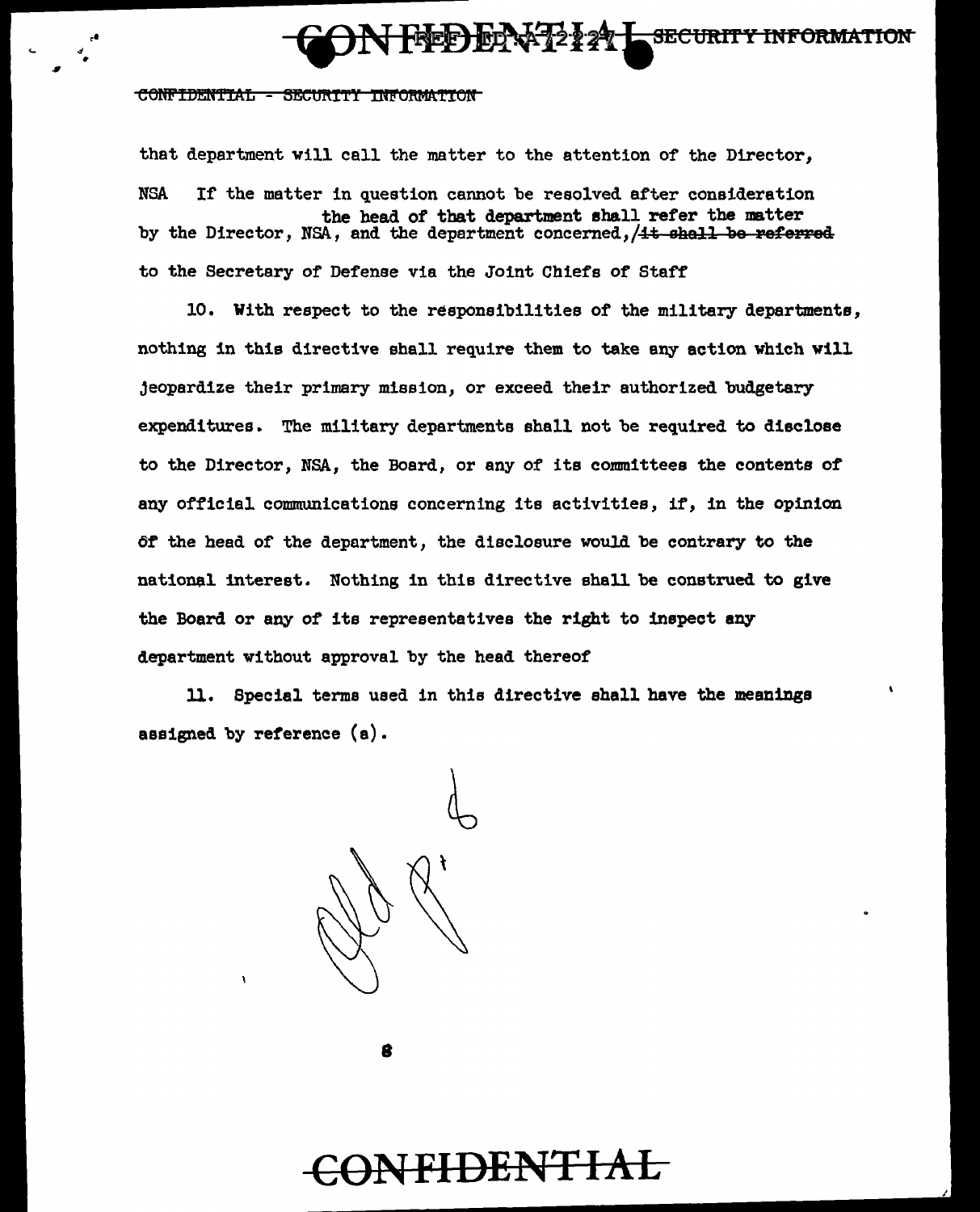that department will call the matter to the attention of the Director, NSA If the matter in question cannot be resolved after consideration by the Director, NSA, and the department concerned, the head of that department shall refer the matter ~~it shall be referred~~ to the Secretary of Defense via the Joint Chiefs of Staff

10. With respect to the responsibilities of the military departments, nothing in this directive shall require them to take any action which will jeopardize their primary mission, or exceed their authorized budgetary expenditures. The military departments shall not be required to disclose to the Director, NSA, the Board, or any of its committees the contents of any official communications concerning its activities, if, in the opinion of the head of the department, the disclosure would be contrary to the national interest. Nothing in this directive shall be construed to give the Board or any of its representatives the right to inspect any department without approval by the head thereof

11. Special terms used in this directive shall have the meanings assigned by reference (a).